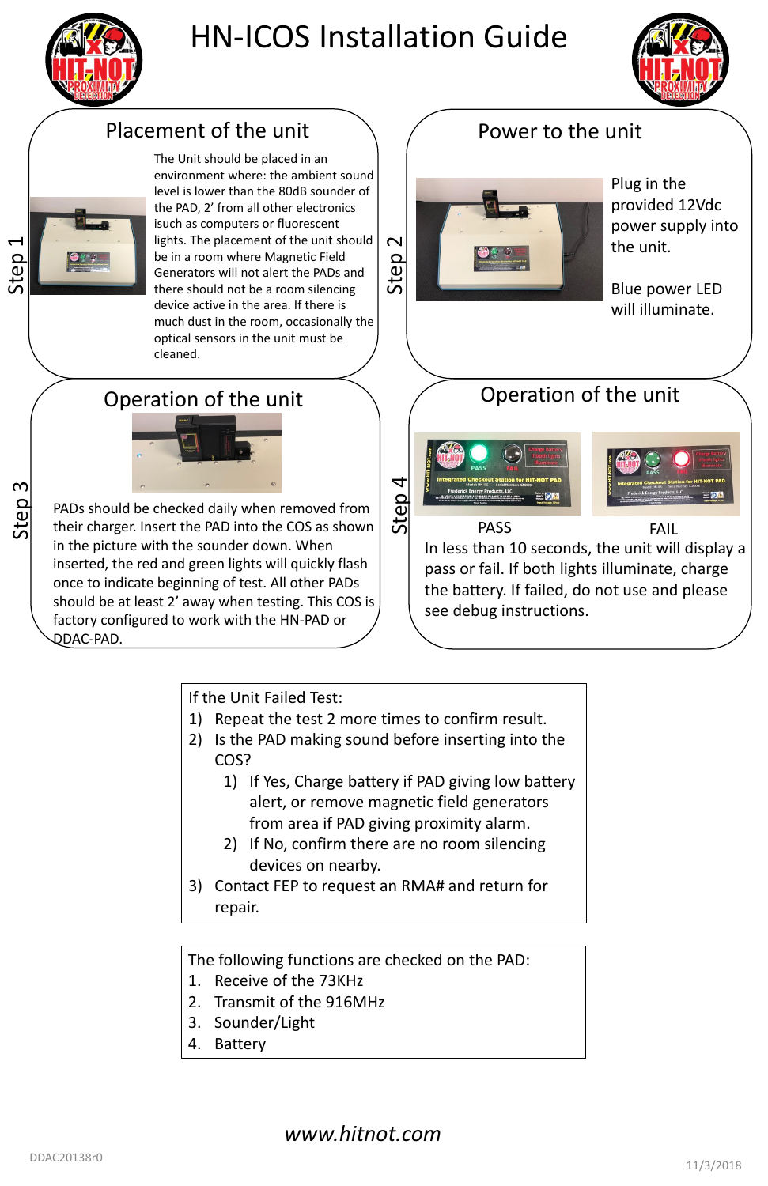# HN-ICOS Installation Guide

## Step 1 – Placement of the unit

The Unit should be placed in an environment where: the ambient sound level is lower than the 80dB sounder of the PAD, 2' from all other electronics isuch as computers or fluorescent lights. The placement of the unit should be in a room where Magnetic Field Generators will not alert the PADs and there should not be a room silencing device active in the area. If there is much dust in the room, occasionally the optical sensors in the unit must be cleaned.

## Step 2 – Power to the unit

Plug in the provided 12Vdc power supply into the unit.

Blue power LED will illuminate.

## Step 3 – Operation of the unit

PADs should be checked daily when removed from their charger. Insert the PAD into the COS as shown in the picture with the sounder down. When inserted, the red and green lights will quickly flash once to indicate beginning of test. All other PADs should be at least 2' away when testing. This COS is factory configured to work with the HN-PAD or DDAC-PAD.

## Step 4 – Operation of the unit

PASS

FAIL

In less than 10 seconds, the unit will display a pass or fail. If both lights illuminate, charge the battery. If failed, do not use and please see debug instructions.

---

If the Unit Failed Test:

1) Repeat the test 2 more times to confirm result.
2) Is the PAD making sound before inserting into the COS?
   1) If Yes, Charge battery if PAD giving low battery alert, or remove magnetic field generators from area if PAD giving proximity alarm.
   2) If No, confirm there are no room silencing devices on nearby.
3) Contact FEP to request an RMA# and return for repair.

---

The following functions are checked on the PAD:

1. Receive of the 73KHz
2. Transmit of the 916MHz
3. Sounder/Light
4. Battery

*www.hitnot.com*

DDAC20138r0

11/3/2018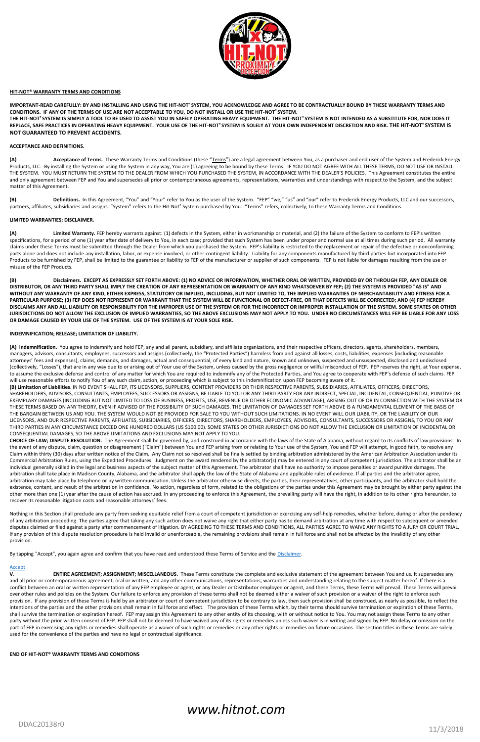**HIT-NOT® WARRANTY TERMS AND CONDITIONS**

**IMPORTANT-READ CAREFULLY: BY AND INSTALLING AND USING THE HIT-NOT® SYSTEM, YOU ACKNOWLEDGE AND AGREE TO BE CONTRACTUALLY BOUND BY THESE WARRANTY TERMS AND CONDITIONS. IF ANY OF THE TERMS OF USE ARE NOT ACCEPTABLE TO YOU, DO NOT INSTALL OR USE THE HIT-NOT® SYSTEM.**
**THE HIT-NOT® SYSTEM IS SIMPLY A TOOL TO BE USED TO ASSIST YOU IN SAFELY OPERATING HEAVY EQUIPMENT. THE HIT-NOT® SYSTEM IS NOT INTENDED AS A SUBSTITUTE FOR, NOR DOES IT REPLACE, SAFE PRACTICES IN OPERATING HEAVY EQUIPMENT. YOUR USE OF THE HIT-NOT® SYSTEM IS SOLELY AT YOUR OWN INDEPENDENT DISCRETION AND RISK. THE HIT-NOT® SYSTEM IS NOT GUARANTEED TO PREVENT ACCIDENTS.**

**ACCEPTANCE AND DEFINITIONS.**

**(A) Acceptance of Terms.** These Warranty Terms and Conditions (these "Terms") are a legal agreement between You, as a purchaser and end user of the System and Frederick Energy Products, LLC. By installing the System or using the System in any way, You are (1) agreeing to be bound by these Terms. IF YOU DO NOT AGREE WITH ALL THESE TERMS, DO NOT USE OR INSTALL THE SYSTEM. YOU MUST RETURN THE SYSTEM TO THE DEALER FROM WHICH YOU PURCHASED THE SYSTEM, IN ACCORDANCE WITH THE DEALER'S POLICIES. This Agreement constitutes the entire and only agreement between FEP and You and supersedes all prior or contemporaneous agreements, representations, warranties and understandings with respect to the System, and the subject matter of this Agreement.

**(B) Definitions.** In this Agreement, "You" and "Your" refer to You as the user of the System. "FEP" "we," "us" and "our" refer to Frederick Energy Products, LLC and our successors, partners, affiliates, subsidiaries and assigns. "System" refers to the Hit-Not® System purchased by You. "Terms" refers, collectively, to these Warranty Terms and Conditions.

**LIMITED WARRANTIES; DISCLAIMER.**

**(A) Limited Warranty.** FEP hereby warrants against: (1) defects in the System, either in workmanship or material, and (2) the failure of the System to conform to FEP's written specifications, for a period of one (1) year after date of delivery to You, in each case; provided that such System has been under proper and normal use at all times during such period. All warranty claims under these Terms must be submitted through the Dealer from which you purchased the System. FEP's liability is restricted to the replacement or repair of the defective or nonconforming parts alone and does not include any installation, labor, or expense involved, or other contingent liability. Liability for any components manufactured by third parties but incorporated into FEP Products to be furnished by FEP, shall be limited to the guarantee or liability to FEP of the manufacturer or supplier of such components. FEP is not liable for damages resulting from the use or misuse of the FEP Products.

**(B) Disclaimers. EXCEPT AS EXPRESSLY SET FORTH ABOVE: (1) NO ADVICE OR INFORMATION, WHETHER ORAL OR WRITTEN, PROVIDED BY OR THROUGH FEP, ANY DEALER OR DISTRIBUTOR OR ANY THIRD PARTY SHALL IMPLY THE CREATION OF ANY REPRESENTATION OR WARRANTY OF ANY KIND WHATSOEVER BY FEP; (2) THE SYSTEM IS PROVIDED "AS IS" AND WITHOUT ANY WARRANTY OF ANY KIND, EITHER EXPRESS, STATUTORY OR IMPLIED, INCLUDING, BUT NOT LIMITED TO, THE IMPLIED WARRANTIES OF MERCHANTABILITY AND FITNESS FOR A PARTICULAR PURPOSE; (3) FEP DOES NOT REPRESENT OR WARRANT THAT THE SYSTEM WILL BE FUNCTIONAL OR DEFECT-FREE, OR THAT DEFECTS WILL BE CORRECTED; AND (4) FEP HEREBY DISCLAIMS ANY AND ALL LIABILITY OR RESPONSIBILITY FOR THE IMPROPER USE OF THE SYSTEM OR FOR THE INCORRECT OR IMPROPER INSTALLATION OF THE SYSTEM. SOME STATES OR OTHER JURISDICTIONS DO NOT ALLOW THE EXCLUSION OF IMPLIED WARRANTIES, SO THE ABOVE EXCLUSIONS MAY NOT APPLY TO YOU. UNDER NO CIRCUMSTANCES WILL FEP BE LIABLE FOR ANY LOSS OR DAMAGE CAUSED BY YOUR USE OF THE SYSTEM. USE OF THE SYSTEM IS AT YOUR SOLE RISK.**

**INDEMNIFICATION; RELEASE; LIMITATION OF LIABILITY.**

**(A) Indemnification.** You agree to indemnify and hold FEP, any and all parent, subsidiary, and affiliate organizations, and their respective officers, directors, agents, shareholders, members, managers, advisors, consultants, employees, successors and assigns (collectively, the "Protected Parties") harmless from and against all losses, costs, liabilities, expenses (including reasonable attorneys' fees and expenses), claims, demands, and damages, actual and consequential, of every kind and nature, known and unknown, suspected and unsuspected, disclosed and undisclosed (collectively, "Losses"), that are in any way due to or arising out of Your use of the System, unless caused by the gross negligence or willful misconduct of FEP. FEP reserves the right, at Your expense, to assume the exclusive defense and control of any matter for which You are required to indemnify any of the Protected Parties, and You agree to cooperate with FEP's defense of such claims. FEP will use reasonable efforts to notify You of any such claim, action, or proceeding which is subject to this indemnification upon FEP becoming aware of it.

**(B) Limitation of Liabilities**. IN NO EVENT SHALL FEP, ITS LICENSORS, SUPPLIERS, CONTENT PROVIDERS OR THEIR RESPECTIVE PARENTS, SUBSIDIARIES, AFFILIATES, OFFICERS, DIRECTORS, SHAREHOLDERS, ADVISORS, CONSULTANTS, EMPLOYEES, SUCCESSORS OR ASSIGNS, BE LIABLE TO YOU OR ANY THIRD PARTY FOR ANY INDIRECT, SPECIAL, INCIDENTAL, CONSEQUENTIAL, PUNITIVE OR EXEMPLARY DAMAGES (INCLUDING BUT NOT LIMITED TO LOSS OF BUSINESS, PROFITS, USE, REVENUE OR OTHER ECONOMIC ADVANTAGE), ARISING OUT OF OR IN CONNECTION WITH THE SYSTEM OR THESE TERMS BASED ON ANY THEORY, EVEN IF ADVISED OF THE POSSIBILITY OF SUCH DAMAGES. THE LIMITATION OF DAMAGES SET FORTH ABOVE IS A FUNDAMENTAL ELEMENT OF THE BASIS OF THE BARGAIN BETWEEN US AND YOU. THE SYSTEM WOULD NOT BE PROVIDED FOR SALE TO YOU WITHOUT SUCH LIMITATIONS. IN NO EVENT WILL OUR LIABILITY, OR THE LIABILITY OF OUR LICENSORS, AND OUR RESPECTIVE PARENTS, AFFILIATES, SUBSIDIARIES, OFFICERS, DIRECTORS, SHAREHOLDERS, EMPLOYEES, ADVISORS, CONSULTANTS, SUCCESSORS OR ASSIGNS, TO YOU OR ANY THIRD PARTIES IN ANY CIRCUMSTANCE EXCEED ONE HUNDRED DOLLARS (US $100.00). SOME STATES OR OTHER JURISDICTIONS DO NOT ALLOW THE EXCLUSION OR LIMITATION OF INCIDENTAL OR CONSEQUENTIAL DAMAGES, SO THE ABOVE LIMITATIONS AND EXCLUSIONS MAY NOT APPLY TO YOU.

**CHOICE OF LAW; DISPUTE RESOLUTION.** The Agreement shall be governed by, and construed in accordance with the laws of the State of Alabama, without regard to its conflicts of law provisions. In the event of any dispute, claim, question or disagreement ("Claim") between You and FEP arising from or relating to Your use of the System, You and FEP will attempt, in good faith, to resolve any Claim within thirty (30) days after written notice of the Claim. Any Claim not so resolved shall be finally settled by binding arbitration administered by the American Arbitration Association under its Commercial Arbitration Rules, using the Expedited Procedures. Judgment on the award rendered by the arbitrator(s) may be entered in any court of competent jurisdiction. The arbitrator shall be an individual generally skilled in the legal and business aspects of the subject matter of this Agreement. The arbitrator shall have no authority to impose penalties or award punitive damages. The arbitration shall take place in Madison County, Alabama, and the arbitrator shall apply the law of the State of Alabama and applicable rules of evidence. If all parties and the arbitrator agree, arbitration may take place by telephone or by written communication. Unless the arbitrator otherwise directs, the parties, their representatives, other participants, and the arbitrator shall hold the existence, content, and result of the arbitration in confidence. No action, regardless of form, related to the obligations of the parties under this Agreement may be brought by either party against the other more than one (1) year after the cause of action has accrued. In any proceeding to enforce this Agreement, the prevailing party will have the right, in addition to its other rights hereunder, to recover its reasonable litigation costs and reasonable attorneys' fees.

Nothing in this Section shall preclude any party from seeking equitable relief from a court of competent jurisdiction or exercising any self-help remedies, whether before, during or after the pendency of any arbitration proceeding. The parties agree that taking any such action does not waive any right that either party has to demand arbitration at any time with respect to subsequent or amended disputes claimed or filed against a party after commencement of litigation. BY AGREEING TO THESE TERMS AND CONDITIONS, ALL PARTIES AGREE TO WAIVE ANY RIGHTS TO A JURY OR COURT TRIAL. If any provision of this dispute resolution procedure is held invalid or unenforceable, the remaining provisions shall remain in full force and shall not be affected by the invalidity of any other provision.

By tapping "Accept", you again agree and confirm that you have read and understood these Terms of Service and the Disclaimer.

Accept

**V. ENTIRE AGREEMENT; ASSIGNMENT; MISCELLANEOUS.** These Terms constitute the complete and exclusive statement of the agreement between You and us. It supersedes any and all prior or contemporaneous agreement, oral or written, and any other communications, representations, warranties and understanding relating to the subject matter hereof. If there is a conflict between an oral or written representation of any FEP employee or agent, or any Dealer or Distributor employee or agent, and these Terms, these Terms will prevail. These Terms will prevail over other rules and policies on the System. Our failure to enforce any provision of these terms shall not be deemed either a waiver of such provision or a waiver of the right to enforce such provision. If any provision of these Terms is held by an arbitrator or court of competent jurisdiction to be contrary to law, then such provision shall be construed, as nearly as possible, to reflect the intentions of the parties and the other provisions shall remain in full force and effect. The provision of these Terms which, by their terms should survive termination or expiration of these Terms, shall survive the termination or expiration hereof. FEP may assign this Agreement to any other entity of its choosing, with or without notice to You. You may not assign these Terms to any other party without the prior written consent of FEP. FEP shall not be deemed to have waived any of its rights or remedies unless such waiver is in writing and signed by FEP. No delay or omission on the part of FEP in exercising any rights or remedies shall operate as a waiver of such rights or remedies or any other rights or remedies on future occasions. The section titles in these Terms are solely used for the convenience of the parties and have no legal or contractual significance.

**END OF HIT-NOT® WARRANTY TERMS AND CONDITIONS**

*www.hitnot.com*

DDAC20138r0

11/3/2018